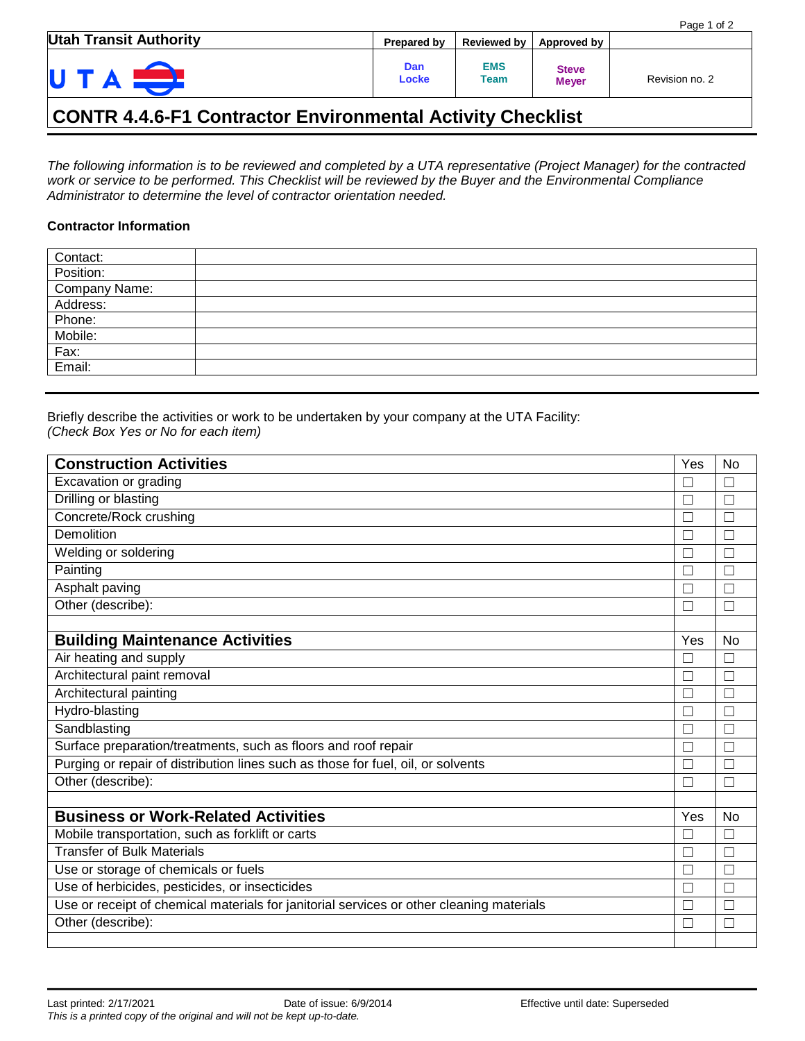| Utah Transit Authority | Prepared by | Reviewed by | Approved by | |
|---|---|---|---|---|
| UTA | Dan Locke | EMS Team | Steve Meyer | Revision no. 2 |

# CONTR 4.4.6-F1 Contractor Environmental Activity Checklist

*The following information is to be reviewed and completed by a UTA representative (Project Manager) for the contracted work or service to be performed. This Checklist will be reviewed by the Buyer and the Environmental Compliance Administrator to determine the level of contractor orientation needed.*

**Contractor Information**

| | |
|---|---|
| Contact: | |
| Position: | |
| Company Name: | |
| Address: | |
| Phone: | |
| Mobile: | |
| Fax: | |
| Email: | |

---

Briefly describe the activities or work to be undertaken by your company at the UTA Facility:
*(Check Box Yes or No for each item)*

| **Construction Activities** | Yes | No |
|---|---|---|
| Excavation or grading | ☐ | ☐ |
| Drilling or blasting | ☐ | ☐ |
| Concrete/Rock crushing | ☐ | ☐ |
| Demolition | ☐ | ☐ |
| Welding or soldering | ☐ | ☐ |
| Painting | ☐ | ☐ |
| Asphalt paving | ☐ | ☐ |
| Other (describe): | ☐ | ☐ |
| | | |
| **Building Maintenance Activities** | Yes | No |
| Air heating and supply | ☐ | ☐ |
| Architectural paint removal | ☐ | ☐ |
| Architectural painting | ☐ | ☐ |
| Hydro-blasting | ☐ | ☐ |
| Sandblasting | ☐ | ☐ |
| Surface preparation/treatments, such as floors and roof repair | ☐ | ☐ |
| Purging or repair of distribution lines such as those for fuel, oil, or solvents | ☐ | ☐ |
| Other (describe): | ☐ | ☐ |
| | | |
| **Business or Work-Related Activities** | Yes | No |
| Mobile transportation, such as forklift or carts | ☐ | ☐ |
| Transfer of Bulk Materials | ☐ | ☐ |
| Use or storage of chemicals or fuels | ☐ | ☐ |
| Use of herbicides, pesticides, or insecticides | ☐ | ☐ |
| Use or receipt of chemical materials for janitorial services or other cleaning materials | ☐ | ☐ |
| Other (describe): | ☐ | ☐ |
| | | |

Last printed: 2/17/2021 Date of issue: 6/9/2014 Effective until date: Superseded
*This is a printed copy of the original and will not be kept up-to-date.*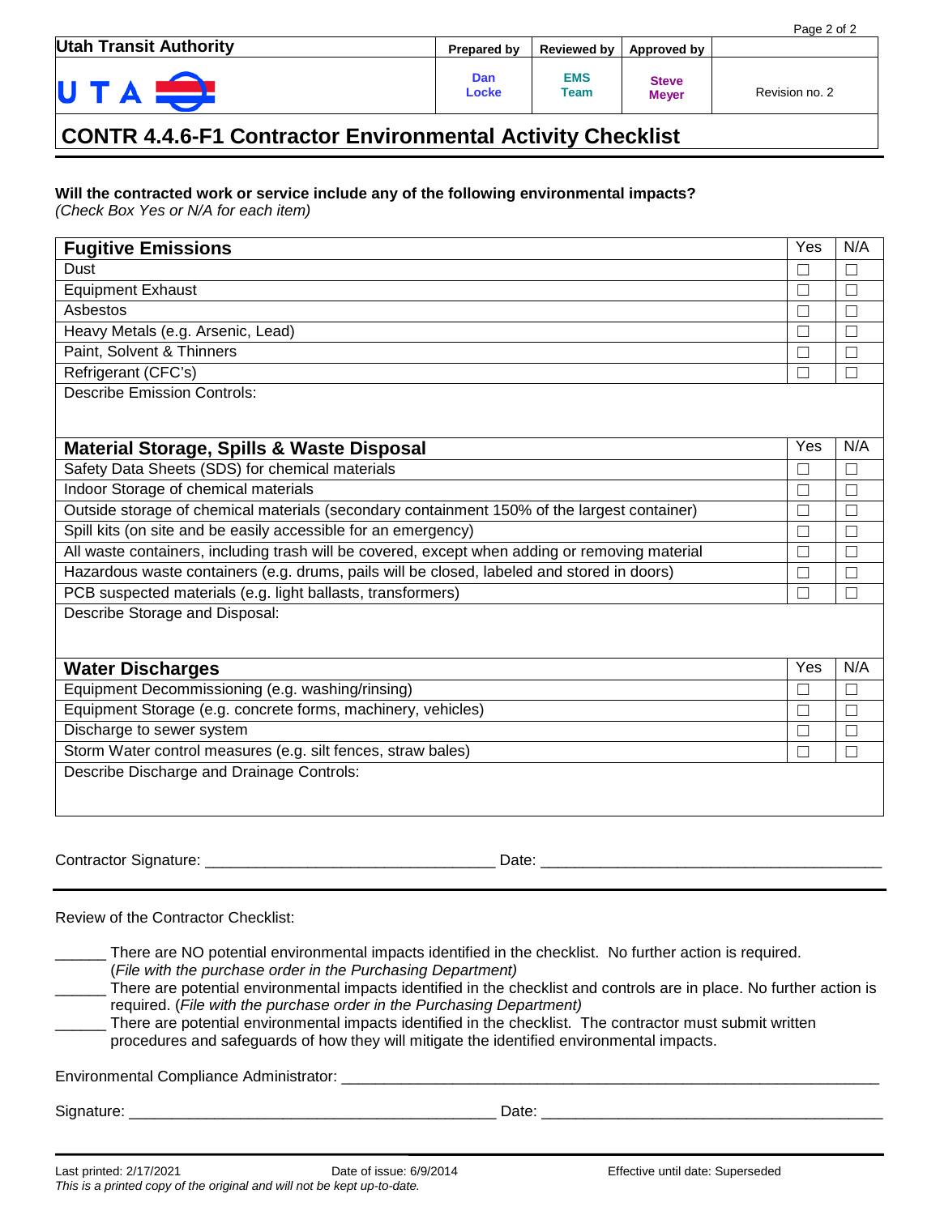| Utah Transit Authority | Prepared by | Reviewed by | Approved by | |
|---|---|---|---|---|
| UTA | Dan Locke | EMS Team | Steve Meyer | Revision no. 2 |

# CONTR 4.4.6-F1 Contractor Environmental Activity Checklist

**Will the contracted work or service include any of the following environmental impacts?**
*(Check Box Yes or N/A for each item)*

| **Fugitive Emissions** | Yes | N/A |
|---|---|---|
| Dust | ☐ | ☐ |
| Equipment Exhaust | ☐ | ☐ |
| Asbestos | ☐ | ☐ |
| Heavy Metals (e.g. Arsenic, Lead) | ☐ | ☐ |
| Paint, Solvent & Thinners | ☐ | ☐ |
| Refrigerant (CFC's) | ☐ | ☐ |
| Describe Emission Controls: | | |

| **Material Storage, Spills & Waste Disposal** | Yes | N/A |
|---|---|---|
| Safety Data Sheets (SDS) for chemical materials | ☐ | ☐ |
| Indoor Storage of chemical materials | ☐ | ☐ |
| Outside storage of chemical materials (secondary containment 150% of the largest container) | ☐ | ☐ |
| Spill kits (on site and be easily accessible for an emergency) | ☐ | ☐ |
| All waste containers, including trash will be covered, except when adding or removing material | ☐ | ☐ |
| Hazardous waste containers (e.g. drums, pails will be closed, labeled and stored in doors) | ☐ | ☐ |
| PCB suspected materials (e.g. light ballasts, transformers) | ☐ | ☐ |
| Describe Storage and Disposal: | | |

| **Water Discharges** | Yes | N/A |
|---|---|---|
| Equipment Decommissioning (e.g. washing/rinsing) | ☐ | ☐ |
| Equipment Storage (e.g. concrete forms, machinery, vehicles) | ☐ | ☐ |
| Discharge to sewer system | ☐ | ☐ |
| Storm Water control measures (e.g. silt fences, straw bales) | ☐ | ☐ |
| Describe Discharge and Drainage Controls: | | |

Contractor Signature: __________________________________ Date: ________________________________________

Review of the Contractor Checklist:

______ There are NO potential environmental impacts identified in the checklist. No further action is required. (*File with the purchase order in the Purchasing Department)*

______ There are potential environmental impacts identified in the checklist and controls are in place. No further action is required. (*File with the purchase order in the Purchasing Department)*

______ There are potential environmental impacts identified in the checklist. The contractor must submit written procedures and safeguards of how they will mitigate the identified environmental impacts.

Environmental Compliance Administrator: ________________________________________________________________

Signature: ___________________________________________ Date: ________________________________________

Last printed: 2/17/2021 Date of issue: 6/9/2014 Effective until date: Superseded
*This is a printed copy of the original and will not be kept up-to-date.*